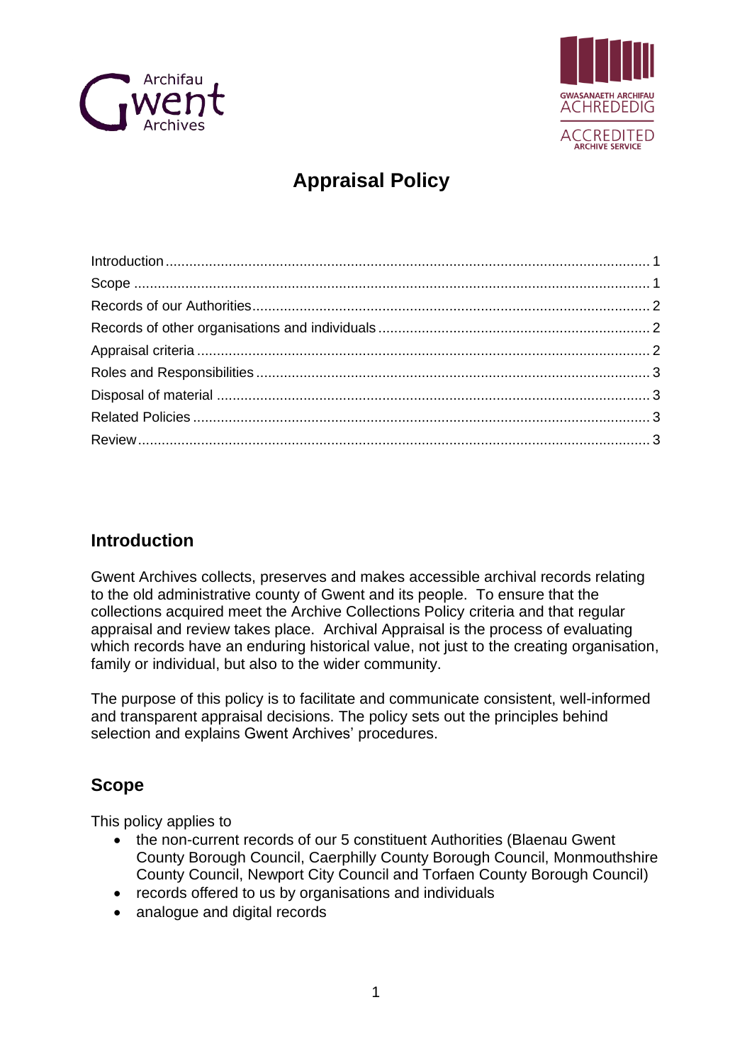Archifau Gwent Archives

GWASANAETH ARCHIFAU ACHREDEDIG
ACCREDITED ARCHIVE SERVICE

# Appraisal Policy

- Introduction ........ 1
- Scope ........ 1
- Records of our Authorities ........ 2
- Records of other organisations and individuals ........ 2
- Appraisal criteria ........ 2
- Roles and Responsibilities ........ 3
- Disposal of material ........ 3
- Related Policies ........ 3
- Review ........ 3

## Introduction

Gwent Archives collects, preserves and makes accessible archival records relating to the old administrative county of Gwent and its people. To ensure that the collections acquired meet the Archive Collections Policy criteria and that regular appraisal and review takes place. Archival Appraisal is the process of evaluating which records have an enduring historical value, not just to the creating organisation, family or individual, but also to the wider community.

The purpose of this policy is to facilitate and communicate consistent, well-informed and transparent appraisal decisions. The policy sets out the principles behind selection and explains Gwent Archives' procedures.

## Scope

This policy applies to

- the non-current records of our 5 constituent Authorities (Blaenau Gwent County Borough Council, Caerphilly County Borough Council, Monmouthshire County Council, Newport City Council and Torfaen County Borough Council)
- records offered to us by organisations and individuals
- analogue and digital records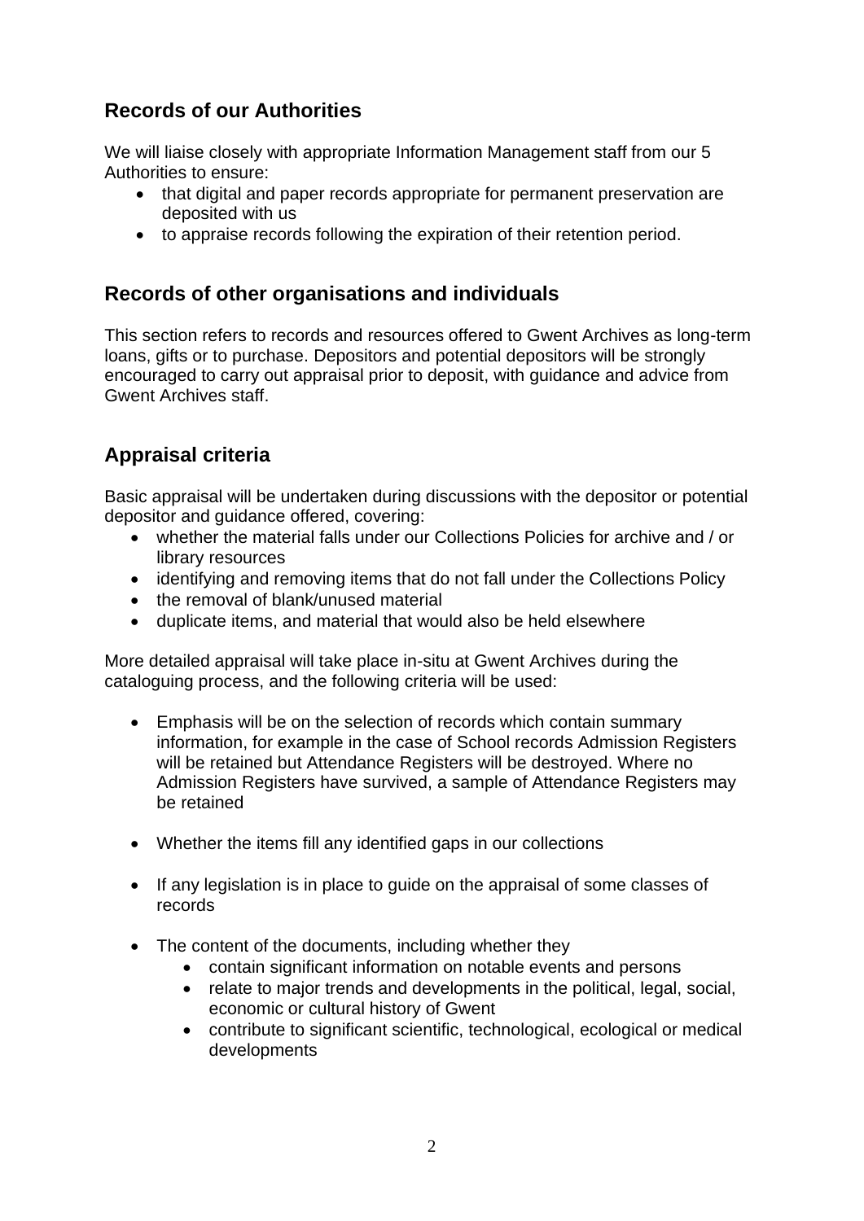## Records of our Authorities

We will liaise closely with appropriate Information Management staff from our 5 Authorities to ensure:

- that digital and paper records appropriate for permanent preservation are deposited with us
- to appraise records following the expiration of their retention period.

## Records of other organisations and individuals

This section refers to records and resources offered to Gwent Archives as long-term loans, gifts or to purchase. Depositors and potential depositors will be strongly encouraged to carry out appraisal prior to deposit, with guidance and advice from Gwent Archives staff.

## Appraisal criteria

Basic appraisal will be undertaken during discussions with the depositor or potential depositor and guidance offered, covering:

- whether the material falls under our Collections Policies for archive and / or library resources
- identifying and removing items that do not fall under the Collections Policy
- the removal of blank/unused material
- duplicate items, and material that would also be held elsewhere

More detailed appraisal will take place in-situ at Gwent Archives during the cataloguing process, and the following criteria will be used:

- Emphasis will be on the selection of records which contain summary information, for example in the case of School records Admission Registers will be retained but Attendance Registers will be destroyed. Where no Admission Registers have survived, a sample of Attendance Registers may be retained

- Whether the items fill any identified gaps in our collections

- If any legislation is in place to guide on the appraisal of some classes of records

- The content of the documents, including whether they
  - contain significant information on notable events and persons
  - relate to major trends and developments in the political, legal, social, economic or cultural history of Gwent
  - contribute to significant scientific, technological, ecological or medical developments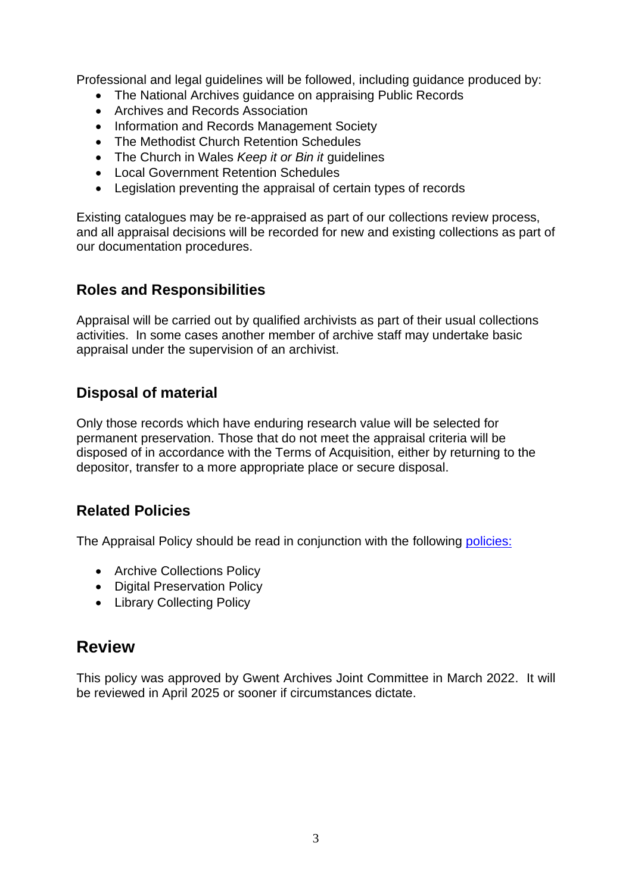Professional and legal guidelines will be followed, including guidance produced by:

- The National Archives guidance on appraising Public Records
- Archives and Records Association
- Information and Records Management Society
- The Methodist Church Retention Schedules
- The Church in Wales *Keep it or Bin it* guidelines
- Local Government Retention Schedules
- Legislation preventing the appraisal of certain types of records

Existing catalogues may be re-appraised as part of our collections review process, and all appraisal decisions will be recorded for new and existing collections as part of our documentation procedures.

### Roles and Responsibilities

Appraisal will be carried out by qualified archivists as part of their usual collections activities. In some cases another member of archive staff may undertake basic appraisal under the supervision of an archivist.

### Disposal of material

Only those records which have enduring research value will be selected for permanent preservation. Those that do not meet the appraisal criteria will be disposed of in accordance with the Terms of Acquisition, either by returning to the depositor, transfer to a more appropriate place or secure disposal.

### Related Policies

The Appraisal Policy should be read in conjunction with the following policies:

- Archive Collections Policy
- Digital Preservation Policy
- Library Collecting Policy

## Review

This policy was approved by Gwent Archives Joint Committee in March 2022. It will be reviewed in April 2025 or sooner if circumstances dictate.